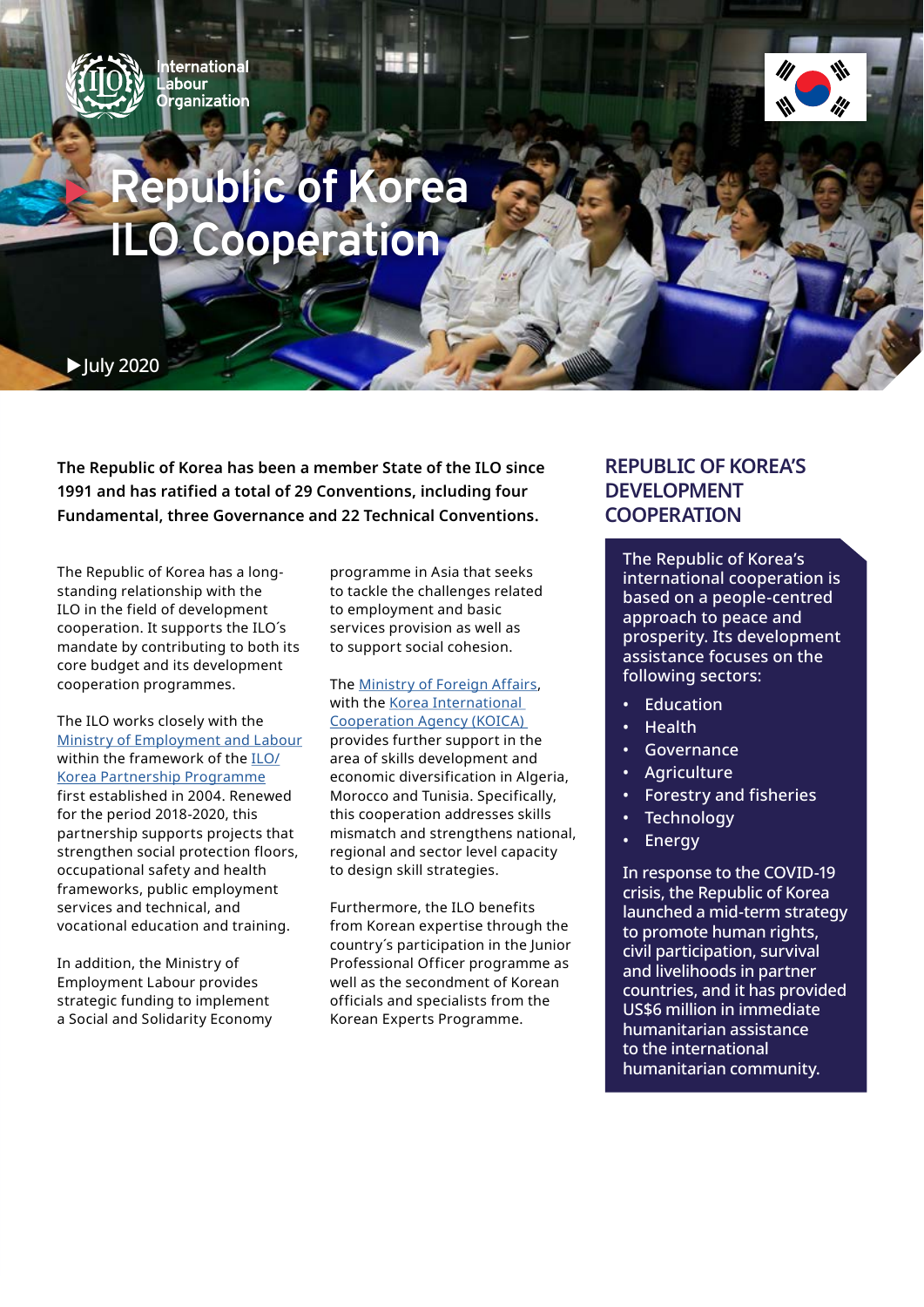# Republic of Korea ILO Cooperation

July 2020

**The Republic of Korea has been a member State of the ILO since 1991 and has ratified a total of 29 Conventions, including four Fundamental, three Governance and 22 Technical Conventions.**

The Republic of Korea has a long-standing relationship with the ILO in the field of development cooperation. It supports the ILO´s mandate by contributing to both its core budget and its development cooperation programmes.

The ILO works closely with the Ministry of Employment and Labour within the framework of the ILO/Korea Partnership Programme first established in 2004. Renewed for the period 2018-2020, this partnership supports projects that strengthen social protection floors, occupational safety and health frameworks, public employment services and technical, and vocational education and training.

In addition, the Ministry of Employment Labour provides strategic funding to implement a Social and Solidarity Economy programme in Asia that seeks to tackle the challenges related to employment and basic services provision as well as to support social cohesion.

The Ministry of Foreign Affairs, with the Korea International Cooperation Agency (KOICA) provides further support in the area of skills development and economic diversification in Algeria, Morocco and Tunisia. Specifically, this cooperation addresses skills mismatch and strengthens national, regional and sector level capacity to design skill strategies.

Furthermore, the ILO benefits from Korean expertise through the country´s participation in the Junior Professional Officer programme as well as the secondment of Korean officials and specialists from the Korean Experts Programme.

## REPUBLIC OF KOREA'S DEVELOPMENT COOPERATION

The Republic of Korea's international cooperation is based on a people-centred approach to peace and prosperity. Its development assistance focuses on the following sectors:

- Education
- Health
- Governance
- Agriculture
- Forestry and fisheries
- Technology
- Energy

In response to the COVID-19 crisis, the Republic of Korea launched a mid-term strategy to promote human rights, civil participation, survival and livelihoods in partner countries, and it has provided US$6 million in immediate humanitarian assistance to the international humanitarian community.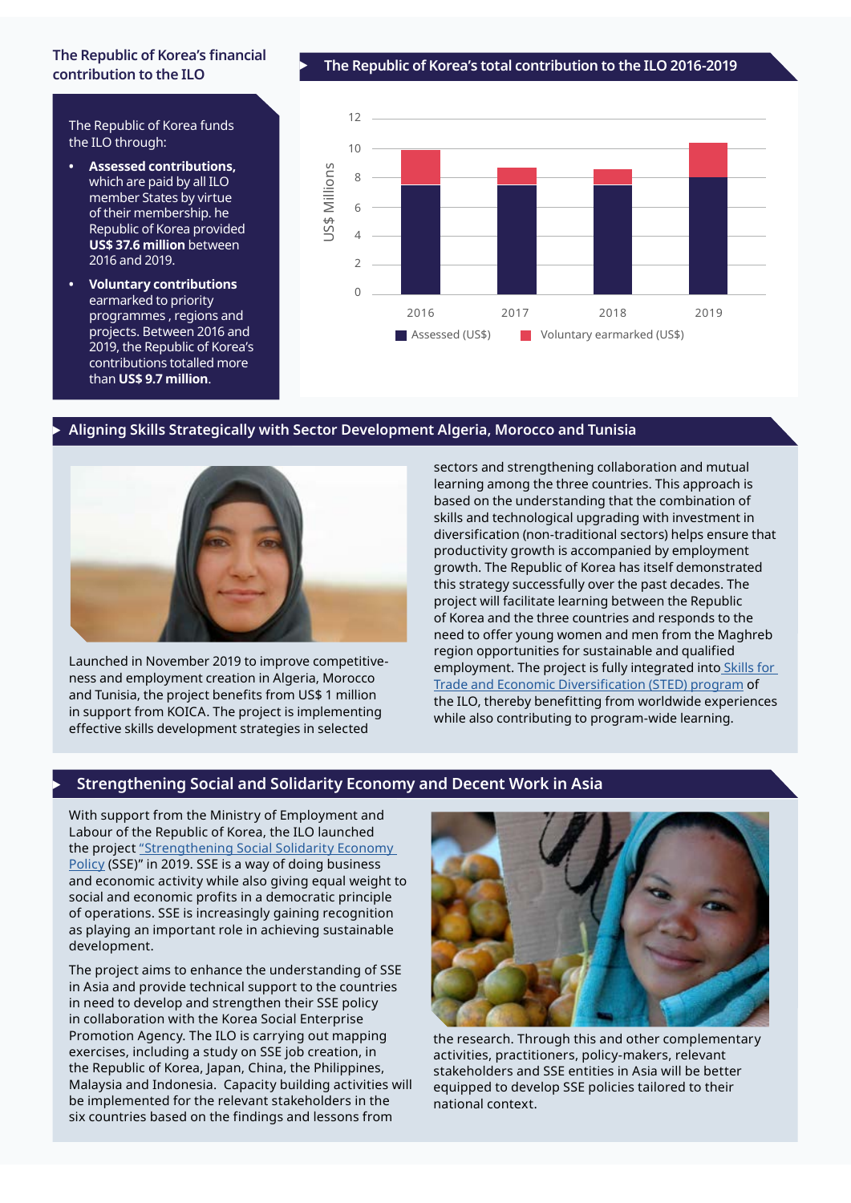## The Republic of Korea's financial contribution to the ILO

The Republic of Korea funds the ILO through:

- **Assessed contributions,** which are paid by all ILO member States by virtue of their membership. he Republic of Korea provided **US$ 37.6 million** between 2016 and 2019.
- **Voluntary contributions** earmarked to priority programmes , regions and projects. Between 2016 and 2019, the Republic of Korea's contributions totalled more than **US$ 9.7 million**.

### The Republic of Korea's total contribution to the ILO 2016-2019

US$ Millions

2016 | 2017 | 2018 | 2019

Assessed (US$) | Voluntary earmarked (US$)

## Aligning Skills Strategically with Sector Development Algeria, Morocco and Tunisia

Launched in November 2019 to improve competitiveness and employment creation in Algeria, Morocco and Tunisia, the project benefits from US$ 1 million in support from KOICA. The project is implementing effective skills development strategies in selected sectors and strengthening collaboration and mutual learning among the three countries. This approach is based on the understanding that the combination of skills and technological upgrading with investment in diversification (non-traditional sectors) helps ensure that productivity growth is accompanied by employment growth. The Republic of Korea has itself demonstrated this strategy successfully over the past decades. The project will facilitate learning between the Republic of Korea and the three countries and responds to the need to offer young women and men from the Maghreb region opportunities for sustainable and qualified employment. The project is fully integrated into [Skills for Trade and Economic Diversification (STED) program] of the ILO, thereby benefitting from worldwide experiences while also contributing to program-wide learning.

## Strengthening Social and Solidarity Economy and Decent Work in Asia

With support from the Ministry of Employment and Labour of the Republic of Korea, the ILO launched the project ["Strengthening Social Solidarity Economy Policy] (SSE)" in 2019. SSE is a way of doing business and economic activity while also giving equal weight to social and economic profits in a democratic principle of operations. SSE is increasingly gaining recognition as playing an important role in achieving sustainable development.

The project aims to enhance the understanding of SSE in Asia and provide technical support to the countries in need to develop and strengthen their SSE policy in collaboration with the Korea Social Enterprise Promotion Agency. The ILO is carrying out mapping exercises, including a study on SSE job creation, in the Republic of Korea, Japan, China, the Philippines, Malaysia and Indonesia. Capacity building activities will be implemented for the relevant stakeholders in the six countries based on the findings and lessons from the research. Through this and other complementary activities, practitioners, policy-makers, relevant stakeholders and SSE entities in Asia will be better equipped to develop SSE policies tailored to their national context.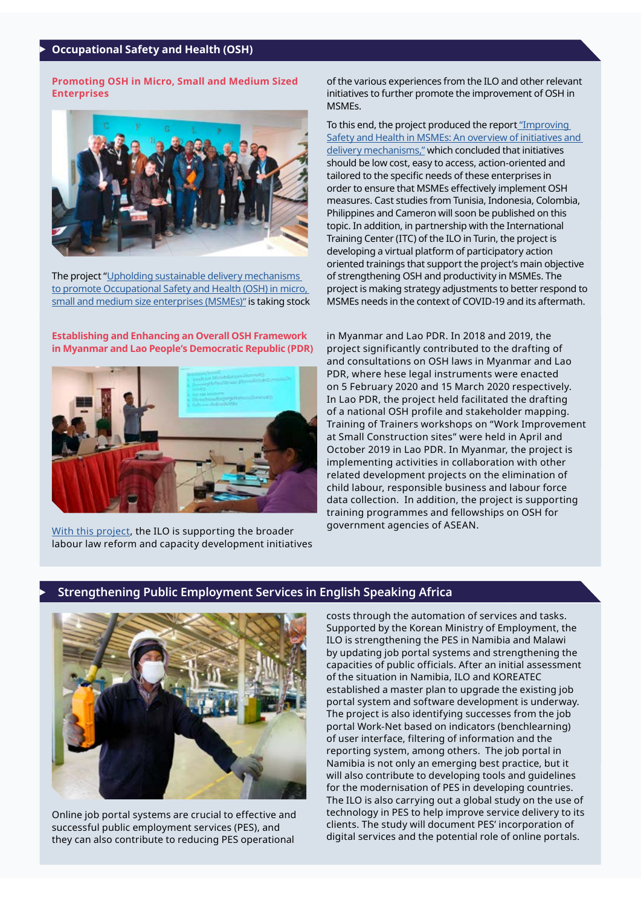## Occupational Safety and Health (OSH)

### Promoting OSH in Micro, Small and Medium Sized Enterprises

The project "Upholding sustainable delivery mechanisms to promote Occupational Safety and Health (OSH) in micro, small and medium size enterprises (MSMEs)" is taking stock of the various experiences from the ILO and other relevant initiatives to further promote the improvement of OSH in MSMEs.

To this end, the project produced the report "Improving Safety and Health in MSMEs: An overview of initiatives and delivery mechanisms," which concluded that initiatives should be low cost, easy to access, action-oriented and tailored to the specific needs of these enterprises in order to ensure that MSMEs effectively implement OSH measures. Cast studies from Tunisia, Indonesia, Colombia, Philippines and Cameron will soon be published on this topic. In addition, in partnership with the International Training Center (ITC) of the ILO in Turin, the project is developing a virtual platform of participatory action oriented trainings that support the project's main objective of strengthening OSH and productivity in MSMEs. The project is making strategy adjustments to better respond to MSMEs needs in the context of COVID-19 and its aftermath.

### Establishing and Enhancing an Overall OSH Framework in Myanmar and Lao People's Democratic Republic (PDR)

With this project, the ILO is supporting the broader labour law reform and capacity development initiatives in Myanmar and Lao PDR. In 2018 and 2019, the project significantly contributed to the drafting of and consultations on OSH laws in Myanmar and Lao PDR, where hese legal instruments were enacted on 5 February 2020 and 15 March 2020 respectively. In Lao PDR, the project held facilitated the drafting of a national OSH profile and stakeholder mapping. Training of Trainers workshops on "Work Improvement at Small Construction sites" were held in April and October 2019 in Lao PDR. In Myanmar, the project is implementing activities in collaboration with other related development projects on the elimination of child labour, responsible business and labour force data collection. In addition, the project is supporting training programmes and fellowships on OSH for government agencies of ASEAN.

## Strengthening Public Employment Services in English Speaking Africa

Online job portal systems are crucial to effective and successful public employment services (PES), and they can also contribute to reducing PES operational costs through the automation of services and tasks. Supported by the Korean Ministry of Employment, the ILO is strengthening the PES in Namibia and Malawi by updating job portal systems and strengthening the capacities of public officials. After an initial assessment of the situation in Namibia, ILO and KOREATEC established a master plan to upgrade the existing job portal system and software development is underway. The project is also identifying successes from the job portal Work-Net based on indicators (benchlearning) of user interface, filtering of information and the reporting system, among others. The job portal in Namibia is not only an emerging best practice, but it will also contribute to developing tools and guidelines for the modernisation of PES in developing countries. The ILO is also carrying out a global study on the use of technology in PES to help improve service delivery to its clients. The study will document PES' incorporation of digital services and the potential role of online portals.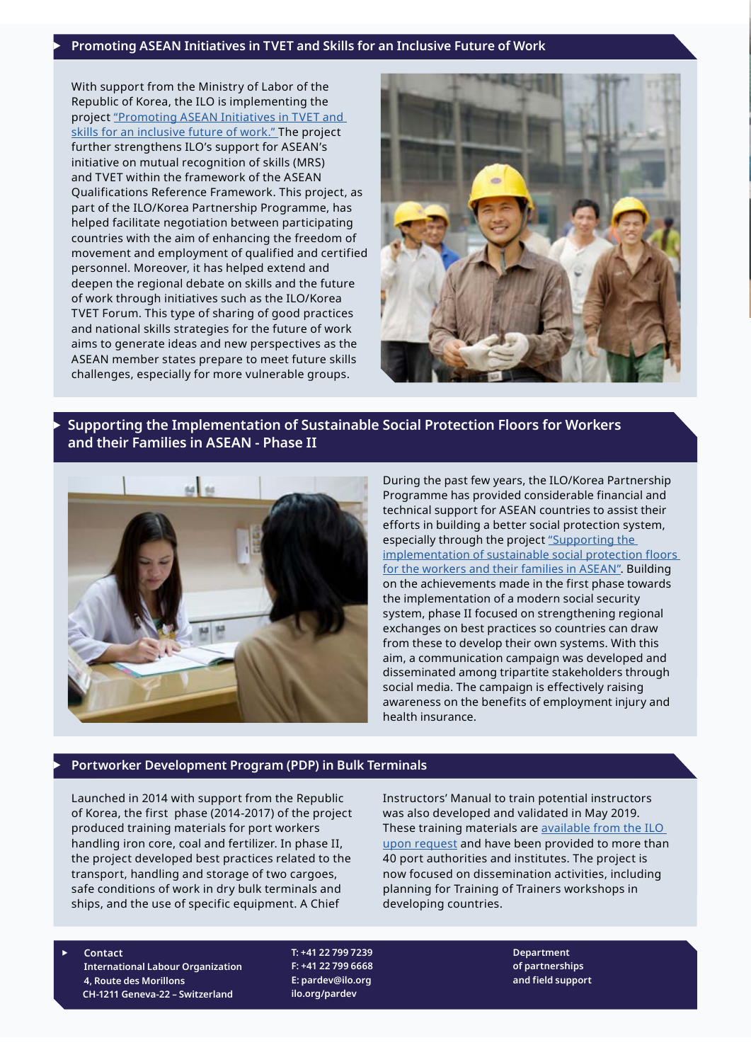## Promoting ASEAN Initiatives in TVET and Skills for an Inclusive Future of Work

With support from the Ministry of Labor of the Republic of Korea, the ILO is implementing the project "Promoting ASEAN Initiatives in TVET and skills for an inclusive future of work." The project further strengthens ILO's support for ASEAN's initiative on mutual recognition of skills (MRS) and TVET within the framework of the ASEAN Qualifications Reference Framework. This project, as part of the ILO/Korea Partnership Programme, has helped facilitate negotiation between participating countries with the aim of enhancing the freedom of movement and employment of qualified and certified personnel. Moreover, it has helped extend and deepen the regional debate on skills and the future of work through initiatives such as the ILO/Korea TVET Forum. This type of sharing of good practices and national skills strategies for the future of work aims to generate ideas and new perspectives as the ASEAN member states prepare to meet future skills challenges, especially for more vulnerable groups.

## Supporting the Implementation of Sustainable Social Protection Floors for Workers and their Families in ASEAN - Phase II

During the past few years, the ILO/Korea Partnership Programme has provided considerable financial and technical support for ASEAN countries to assist their efforts in building a better social protection system, especially through the project "Supporting the implementation of sustainable social protection floors for the workers and their families in ASEAN". Building on the achievements made in the first phase towards the implementation of a modern social security system, phase II focused on strengthening regional exchanges on best practices so countries can draw from these to develop their own systems. With this aim, a communication campaign was developed and disseminated among tripartite stakeholders through social media. The campaign is effectively raising awareness on the benefits of employment injury and health insurance.

## Portworker Development Program (PDP) in Bulk Terminals

Launched in 2014 with support from the Republic of Korea, the first phase (2014-2017) of the project produced training materials for port workers handling iron core, coal and fertilizer. In phase II, the project developed best practices related to the transport, handling and storage of two cargoes, safe conditions of work in dry bulk terminals and ships, and the use of specific equipment. A Chief Instructors' Manual to train potential instructors was also developed and validated in May 2019. These training materials are available from the ILO upon request and have been provided to more than 40 port authorities and institutes. The project is now focused on dissemination activities, including planning for Training of Trainers workshops in developing countries.

**Contact**
International Labour Organization
4, Route des Morillons
CH-1211 Geneva-22 – Switzerland

T: +41 22 799 7239
F: +41 22 799 6668
E: pardev@ilo.org
ilo.org/pardev

Department of partnerships and field support